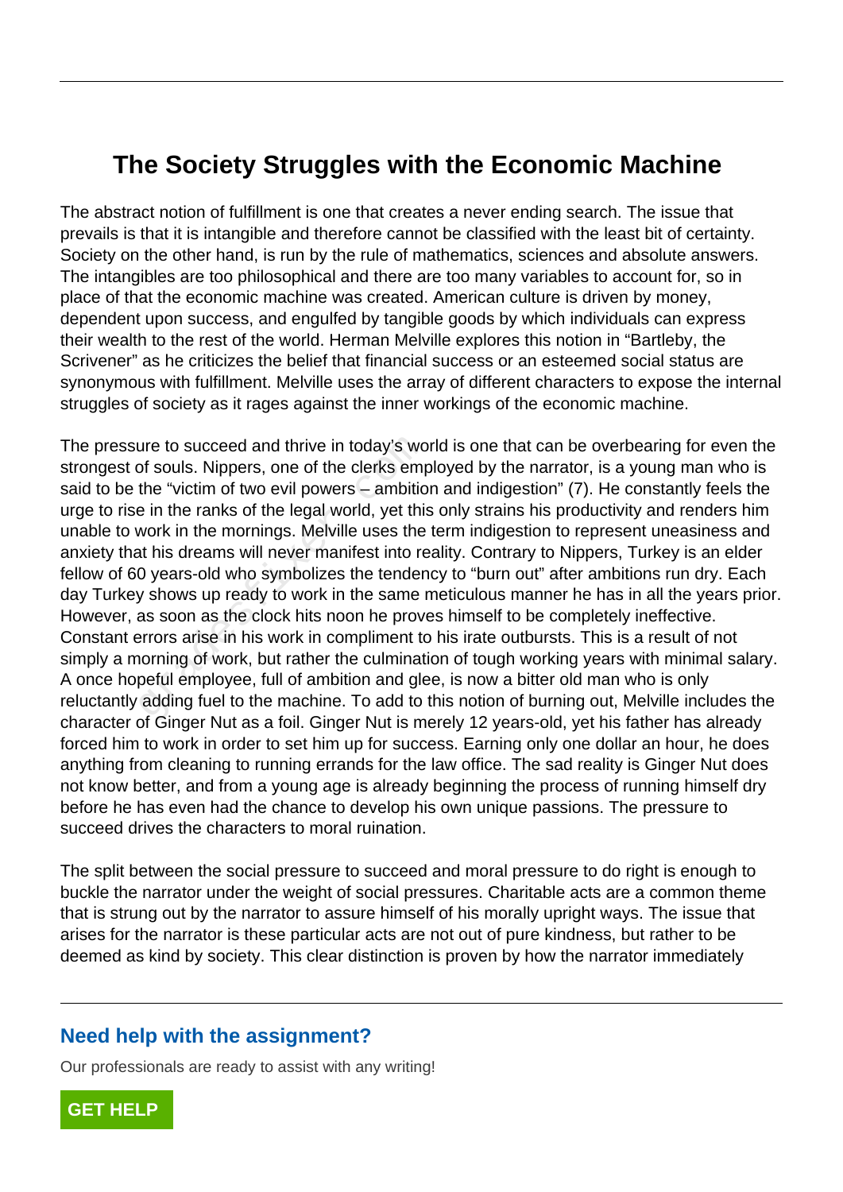# The Society Struggles with the Economic Machine

The abstract notion of fulfillment is one that creates a never ending search. The issue that prevails is that it is intangible and therefore cannot be classified with the least bit of certainty. Society on the other hand, is run by the rule of mathematics, sciences and absolute answers. The intangibles are too philosophical and there are too many variables to account for, so in place of that the economic machine was created. American culture is driven by money, dependent upon success, and engulfed by tangible goods by which individuals can express their wealth to the rest of the world. Herman Melville explores this notion in "Bartleby, the Scrivener" as he criticizes the belief that financial success or an esteemed social status are synonymous with fulfillment. Melville uses the array of different characters to expose the internal struggles of society as it rages against the inner workings of the economic machine.

The pressure to succeed and thrive in today's world is one that can be overbearing for even the strongest of souls. Nippers, one of the clerks employed by the narrator, is a young man who is said to be the "victim of two evil powers – ambition and indigestion" (7). He constantly feels the urge to rise in the ranks of the legal world, yet this only strains his productivity and renders him unable to work in the mornings. Melville uses the term indigestion to represent uneasiness and anxiety that his dreams will never manifest into reality. Contrary to Nippers, Turkey is an elder fellow of 60 years-old who symbolizes the tendency to "burn out" after ambitions run dry. Each day Turkey shows up ready to work in the same meticulous manner he has in all the years prior. However, as soon as the clock hits noon he proves himself to be completely ineffective. Constant errors arise in his work in compliment to his irate outbursts. This is a result of not simply a morning of work, but rather the culmination of tough working years with minimal salary. A once hopeful employee, full of ambition and glee, is now a bitter old man who is only reluctantly adding fuel to the machine. To add to this notion of burning out, Melville includes the character of Ginger Nut as a foil. Ginger Nut is merely 12 years-old, yet his father has already forced him to work in order to set him up for success. Earning only one dollar an hour, he does anything from cleaning to running errands for the law office. The sad reality is Ginger Nut does not know better, and from a young age is already beginning the process of running himself dry before he has even had the chance to develop his own unique passions. The pressure to succeed drives the characters to moral ruination.

The split between the social pressure to succeed and moral pressure to do right is enough to buckle the narrator under the weight of social pressures. Charitable acts are a common theme that is strung out by the narrator to assure himself of his morally upright ways. The issue that arises for the narrator is these particular acts are not out of pure kindness, but rather to be deemed as kind by society. This clear distinction is proven by how the narrator immediately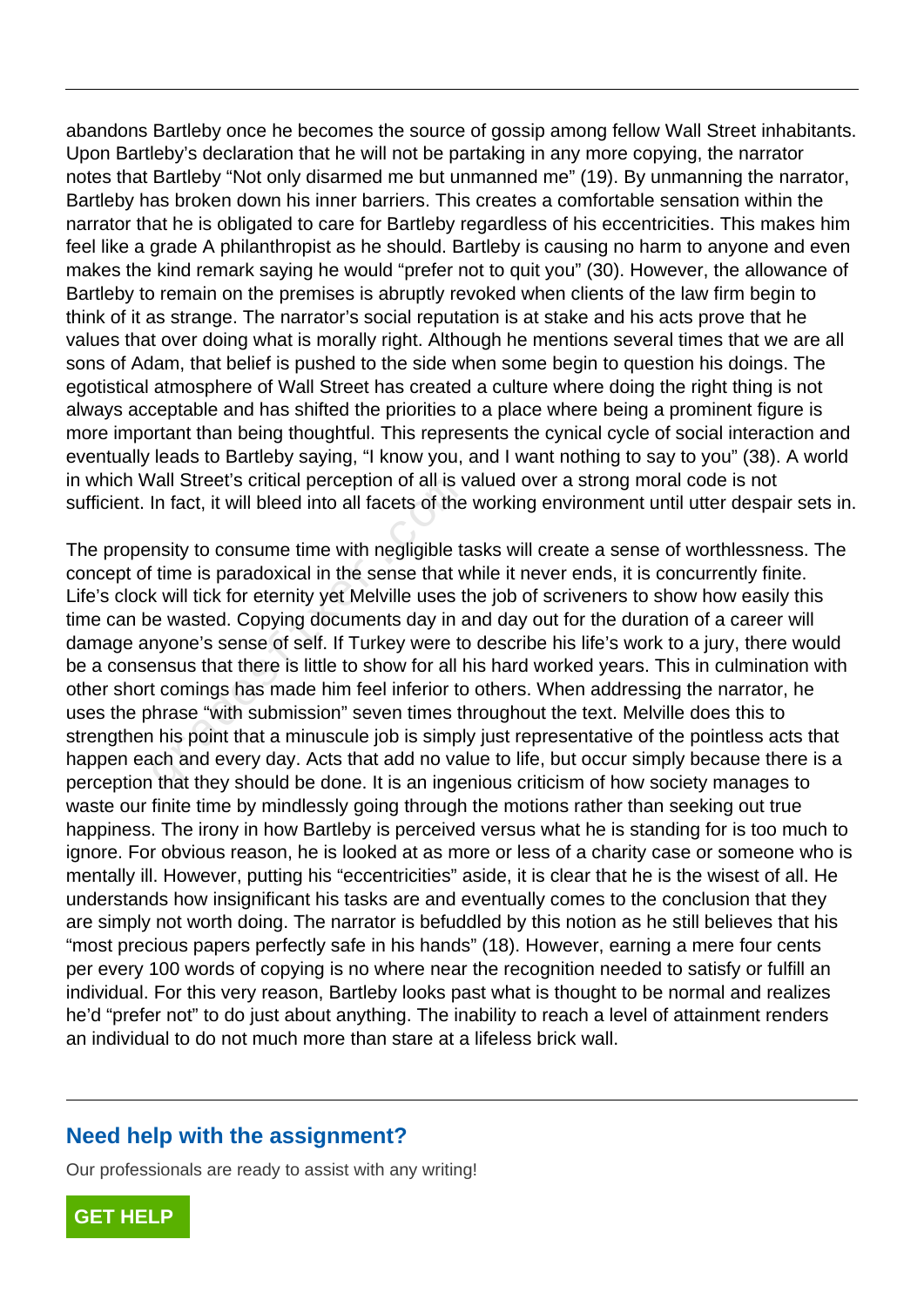abandons Bartleby once he becomes the source of gossip among fellow Wall Street inhabitants. Upon Bartleby's declaration that he will not be partaking in any more copying, the narrator notes that Bartleby "Not only disarmed me but unmanned me" (19). By unmanning the narrator, Bartleby has broken down his inner barriers. This creates a comfortable sensation within the narrator that he is obligated to care for Bartleby regardless of his eccentricities. This makes him feel like a grade A philanthropist as he should. Bartleby is causing no harm to anyone and even makes the kind remark saying he would "prefer not to quit you" (30). However, the allowance of Bartleby to remain on the premises is abruptly revoked when clients of the law firm begin to think of it as strange. The narrator's social reputation is at stake and his acts prove that he values that over doing what is morally right. Although he mentions several times that we are all sons of Adam, that belief is pushed to the side when some begin to question his doings. The egotistical atmosphere of Wall Street has created a culture where doing the right thing is not always acceptable and has shifted the priorities to a place where being a prominent figure is more important than being thoughtful. This represents the cynical cycle of social interaction and eventually leads to Bartleby saying, "I know you, and I want nothing to say to you" (38). A world in which Wall Street's critical perception of all is valued over a strong moral code is not sufficient. In fact, it will bleed into all facets of the working environment until utter despair sets in.

The propensity to consume time with negligible tasks will create a sense of worthlessness. The concept of time is paradoxical in the sense that while it never ends, it is concurrently finite. Life's clock will tick for eternity yet Melville uses the job of scriveners to show how easily this time can be wasted. Copying documents day in and day out for the duration of a career will damage anyone's sense of self. If Turkey were to describe his life's work to a jury, there would be a consensus that there is little to show for all his hard worked years. This in culmination with other short comings has made him feel inferior to others. When addressing the narrator, he uses the phrase "with submission" seven times throughout the text. Melville does this to strengthen his point that a minuscule job is simply just representative of the pointless acts that happen each and every day. Acts that add no value to life, but occur simply because there is a perception that they should be done. It is an ingenious criticism of how society manages to waste our finite time by mindlessly going through the motions rather than seeking out true happiness. The irony in how Bartleby is perceived versus what he is standing for is too much to ignore. For obvious reason, he is looked at as more or less of a charity case or someone who is mentally ill. However, putting his "eccentricities" aside, it is clear that he is the wisest of all. He understands how insignificant his tasks are and eventually comes to the conclusion that they are simply not worth doing. The narrator is befuddled by this notion as he still believes that his "most precious papers perfectly safe in his hands" (18). However, earning a mere four cents per every 100 words of copying is no where near the recognition needed to satisfy or fulfill an individual. For this very reason, Bartleby looks past what is thought to be normal and realizes he'd "prefer not" to do just about anything. The inability to reach a level of attainment renders an individual to do not much more than stare at a lifeless brick wall.

## Need help with the assignment?

Our professionals are ready to assist with any writing!

GET HELP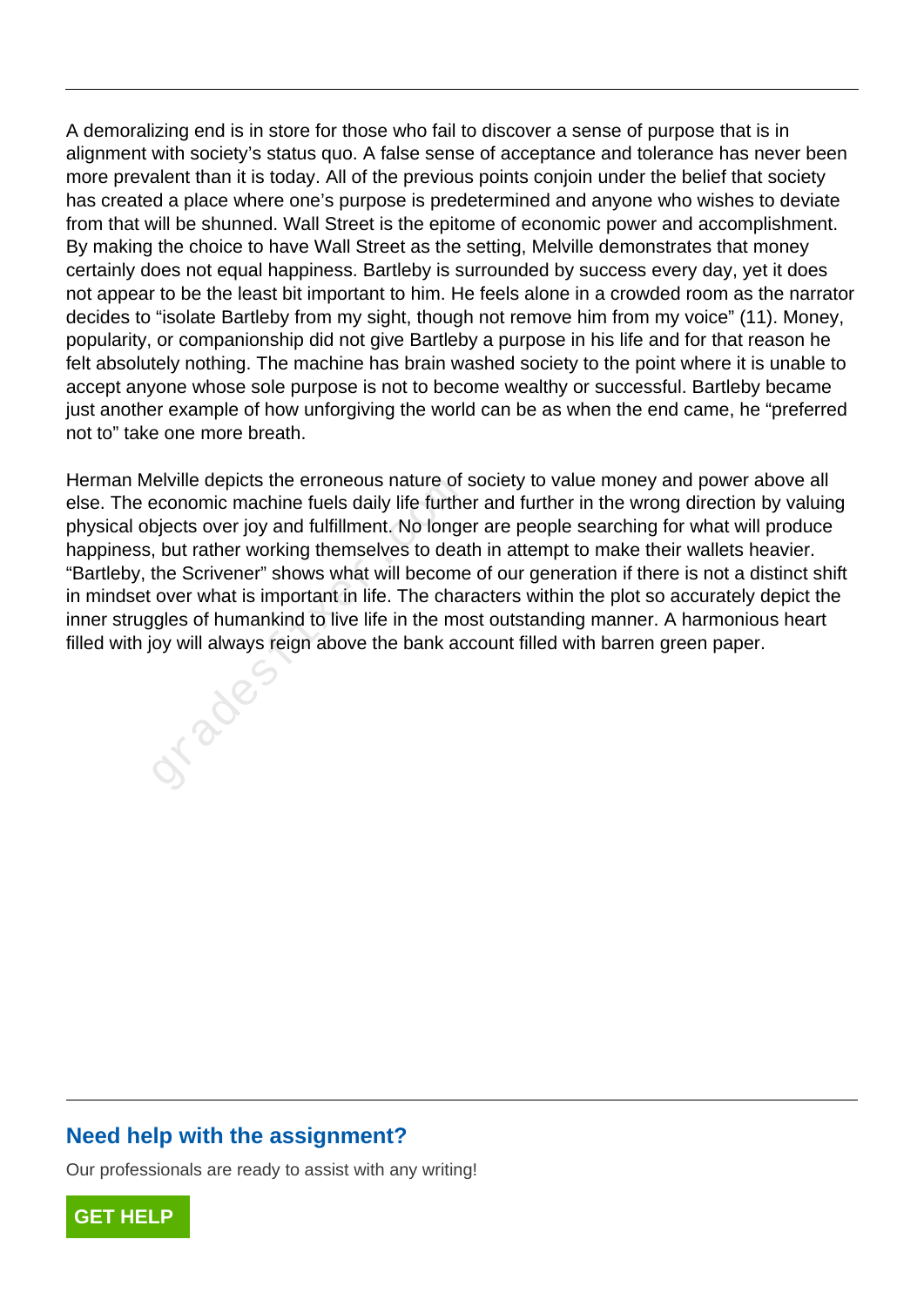A demoralizing end is in store for those who fail to discover a sense of purpose that is in alignment with society's status quo. A false sense of acceptance and tolerance has never been more prevalent than it is today. All of the previous points conjoin under the belief that society has created a place where one's purpose is predetermined and anyone who wishes to deviate from that will be shunned. Wall Street is the epitome of economic power and accomplishment. By making the choice to have Wall Street as the setting, Melville demonstrates that money certainly does not equal happiness. Bartleby is surrounded by success every day, yet it does not appear to be the least bit important to him. He feels alone in a crowded room as the narrator decides to "isolate Bartleby from my sight, though not remove him from my voice" (11). Money, popularity, or companionship did not give Bartleby a purpose in his life and for that reason he felt absolutely nothing. The machine has brain washed society to the point where it is unable to accept anyone whose sole purpose is not to become wealthy or successful. Bartleby became just another example of how unforgiving the world can be as when the end came, he "preferred not to" take one more breath.

Herman Melville depicts the erroneous nature of society to value money and power above all else. The economic machine fuels daily life further and further in the wrong direction by valuing physical objects over joy and fulfillment. No longer are people searching for what will produce happiness, but rather working themselves to death in attempt to make their wallets heavier. "Bartleby, the Scrivener" shows what will become of our generation if there is not a distinct shift in mindset over what is important in life. The characters within the plot so accurately depict the inner struggles of humankind to live life in the most outstanding manner. A harmonious heart filled with joy will always reign above the bank account filled with barren green paper.

## Need help with the assignment?

Our professionals are ready to assist with any writing!

**GET HELP**